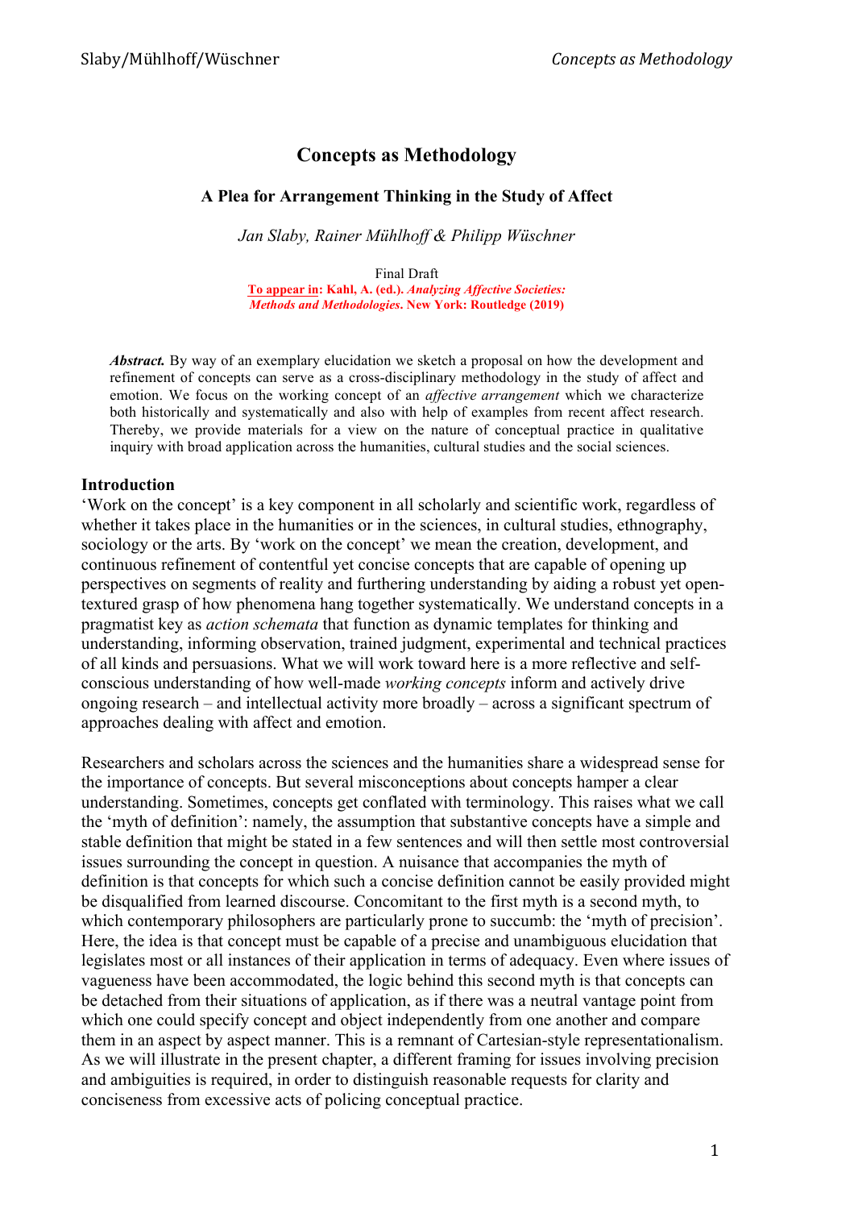# Concepts as Methodology

### A Plea for Arrangement Thinking in the Study of Affect

*Jan Slaby, Rainer Mühlhoff & Philipp Wüschner*

Final Draft

**To appear in: Kahl, A. (ed.). *Analyzing Affective Societies: Methods and Methodologies*. New York: Routledge (2019)**

***Abstract.*** By way of an exemplary elucidation we sketch a proposal on how the development and refinement of concepts can serve as a cross-disciplinary methodology in the study of affect and emotion. We focus on the working concept of an *affective arrangement* which we characterize both historically and systematically and also with help of examples from recent affect research. Thereby, we provide materials for a view on the nature of conceptual practice in qualitative inquiry with broad application across the humanities, cultural studies and the social sciences.

## Introduction

'Work on the concept' is a key component in all scholarly and scientific work, regardless of whether it takes place in the humanities or in the sciences, in cultural studies, ethnography, sociology or the arts. By 'work on the concept' we mean the creation, development, and continuous refinement of contentful yet concise concepts that are capable of opening up perspectives on segments of reality and furthering understanding by aiding a robust yet open-textured grasp of how phenomena hang together systematically. We understand concepts in a pragmatist key as *action schemata* that function as dynamic templates for thinking and understanding, informing observation, trained judgment, experimental and technical practices of all kinds and persuasions. What we will work toward here is a more reflective and self-conscious understanding of how well-made *working concepts* inform and actively drive ongoing research – and intellectual activity more broadly – across a significant spectrum of approaches dealing with affect and emotion.

Researchers and scholars across the sciences and the humanities share a widespread sense for the importance of concepts. But several misconceptions about concepts hamper a clear understanding. Sometimes, concepts get conflated with terminology. This raises what we call the 'myth of definition': namely, the assumption that substantive concepts have a simple and stable definition that might be stated in a few sentences and will then settle most controversial issues surrounding the concept in question. A nuisance that accompanies the myth of definition is that concepts for which such a concise definition cannot be easily provided might be disqualified from learned discourse. Concomitant to the first myth is a second myth, to which contemporary philosophers are particularly prone to succumb: the 'myth of precision'. Here, the idea is that concept must be capable of a precise and unambiguous elucidation that legislates most or all instances of their application in terms of adequacy. Even where issues of vagueness have been accommodated, the logic behind this second myth is that concepts can be detached from their situations of application, as if there was a neutral vantage point from which one could specify concept and object independently from one another and compare them in an aspect by aspect manner. This is a remnant of Cartesian-style representationalism. As we will illustrate in the present chapter, a different framing for issues involving precision and ambiguities is required, in order to distinguish reasonable requests for clarity and conciseness from excessive acts of policing conceptual practice.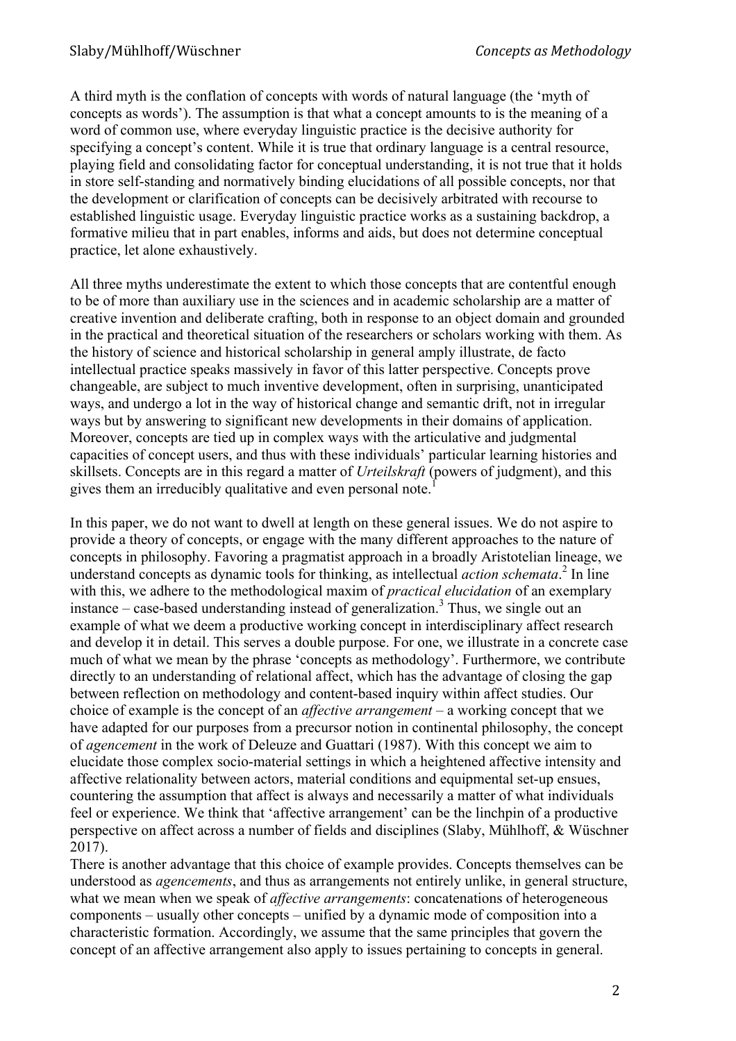A third myth is the conflation of concepts with words of natural language (the 'myth of concepts as words'). The assumption is that what a concept amounts to is the meaning of a word of common use, where everyday linguistic practice is the decisive authority for specifying a concept's content. While it is true that ordinary language is a central resource, playing field and consolidating factor for conceptual understanding, it is not true that it holds in store self-standing and normatively binding elucidations of all possible concepts, nor that the development or clarification of concepts can be decisively arbitrated with recourse to established linguistic usage. Everyday linguistic practice works as a sustaining backdrop, a formative milieu that in part enables, informs and aids, but does not determine conceptual practice, let alone exhaustively.

All three myths underestimate the extent to which those concepts that are contentful enough to be of more than auxiliary use in the sciences and in academic scholarship are a matter of creative invention and deliberate crafting, both in response to an object domain and grounded in the practical and theoretical situation of the researchers or scholars working with them. As the history of science and historical scholarship in general amply illustrate, de facto intellectual practice speaks massively in favor of this latter perspective. Concepts prove changeable, are subject to much inventive development, often in surprising, unanticipated ways, and undergo a lot in the way of historical change and semantic drift, not in irregular ways but by answering to significant new developments in their domains of application. Moreover, concepts are tied up in complex ways with the articulative and judgmental capacities of concept users, and thus with these individuals' particular learning histories and skillsets. Concepts are in this regard a matter of *Urteilskraft* (powers of judgment), and this gives them an irreducibly qualitative and even personal note.[1]

In this paper, we do not want to dwell at length on these general issues. We do not aspire to provide a theory of concepts, or engage with the many different approaches to the nature of concepts in philosophy. Favoring a pragmatist approach in a broadly Aristotelian lineage, we understand concepts as dynamic tools for thinking, as intellectual *action schemata*.[2] In line with this, we adhere to the methodological maxim of *practical elucidation* of an exemplary instance – case-based understanding instead of generalization.[3] Thus, we single out an example of what we deem a productive working concept in interdisciplinary affect research and develop it in detail. This serves a double purpose. For one, we illustrate in a concrete case much of what we mean by the phrase 'concepts as methodology'. Furthermore, we contribute directly to an understanding of relational affect, which has the advantage of closing the gap between reflection on methodology and content-based inquiry within affect studies. Our choice of example is the concept of an *affective arrangement* – a working concept that we have adapted for our purposes from a precursor notion in continental philosophy, the concept of *agencement* in the work of Deleuze and Guattari (1987). With this concept we aim to elucidate those complex socio-material settings in which a heightened affective intensity and affective relationality between actors, material conditions and equipmental set-up ensues, countering the assumption that affect is always and necessarily a matter of what individuals feel or experience. We think that 'affective arrangement' can be the linchpin of a productive perspective on affect across a number of fields and disciplines (Slaby, Mühlhoff, & Wüschner 2017).

There is another advantage that this choice of example provides. Concepts themselves can be understood as *agencements*, and thus as arrangements not entirely unlike, in general structure, what we mean when we speak of *affective arrangements*: concatenations of heterogeneous components – usually other concepts – unified by a dynamic mode of composition into a characteristic formation. Accordingly, we assume that the same principles that govern the concept of an affective arrangement also apply to issues pertaining to concepts in general.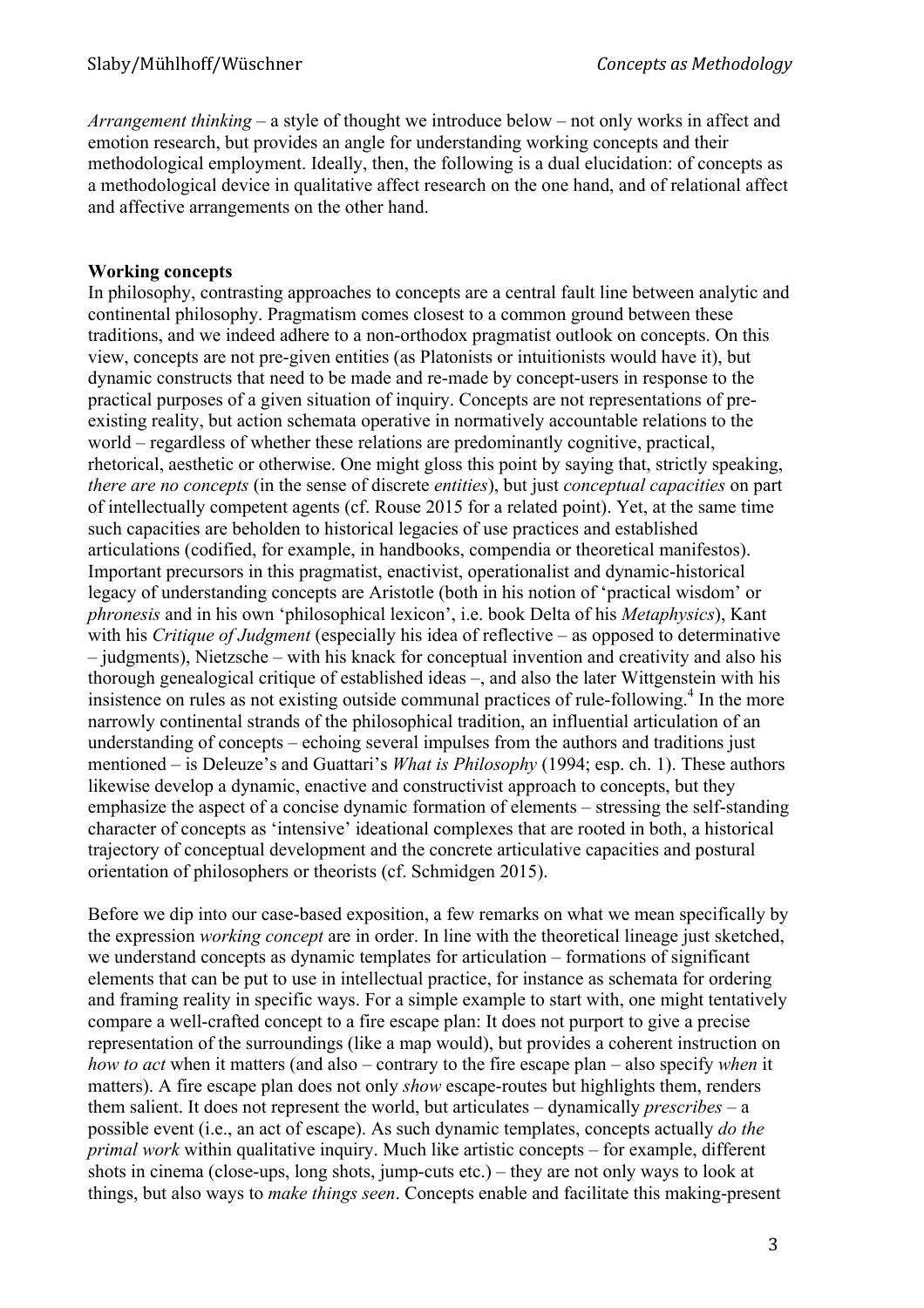*Arrangement thinking* – a style of thought we introduce below – not only works in affect and emotion research, but provides an angle for understanding working concepts and their methodological employment. Ideally, then, the following is a dual elucidation: of concepts as a methodological device in qualitative affect research on the one hand, and of relational affect and affective arrangements on the other hand.

**Working concepts**

In philosophy, contrasting approaches to concepts are a central fault line between analytic and continental philosophy. Pragmatism comes closest to a common ground between these traditions, and we indeed adhere to a non-orthodox pragmatist outlook on concepts. On this view, concepts are not pre-given entities (as Platonists or intuitionists would have it), but dynamic constructs that need to be made and re-made by concept-users in response to the practical purposes of a given situation of inquiry. Concepts are not representations of pre-existing reality, but action schemata operative in normatively accountable relations to the world – regardless of whether these relations are predominantly cognitive, practical, rhetorical, aesthetic or otherwise. One might gloss this point by saying that, strictly speaking, *there are no concepts* (in the sense of discrete *entities*), but just *conceptual capacities* on part of intellectually competent agents (cf. Rouse 2015 for a related point). Yet, at the same time such capacities are beholden to historical legacies of use practices and established articulations (codified, for example, in handbooks, compendia or theoretical manifestos). Important precursors in this pragmatist, enactivist, operationalist and dynamic-historical legacy of understanding concepts are Aristotle (both in his notion of 'practical wisdom' or *phronesis* and in his own 'philosophical lexicon', i.e. book Delta of his *Metaphysics*), Kant with his *Critique of Judgment* (especially his idea of reflective – as opposed to determinative – judgments), Nietzsche – with his knack for conceptual invention and creativity and also his thorough genealogical critique of established ideas –, and also the later Wittgenstein with his insistence on rules as not existing outside communal practices of rule-following.[4] In the more narrowly continental strands of the philosophical tradition, an influential articulation of an understanding of concepts – echoing several impulses from the authors and traditions just mentioned – is Deleuze's and Guattari's *What is Philosophy* (1994; esp. ch. 1). These authors likewise develop a dynamic, enactive and constructivist approach to concepts, but they emphasize the aspect of a concise dynamic formation of elements – stressing the self-standing character of concepts as 'intensive' ideational complexes that are rooted in both, a historical trajectory of conceptual development and the concrete articulative capacities and postural orientation of philosophers or theorists (cf. Schmidgen 2015).

Before we dip into our case-based exposition, a few remarks on what we mean specifically by the expression *working concept* are in order. In line with the theoretical lineage just sketched, we understand concepts as dynamic templates for articulation – formations of significant elements that can be put to use in intellectual practice, for instance as schemata for ordering and framing reality in specific ways. For a simple example to start with, one might tentatively compare a well-crafted concept to a fire escape plan: It does not purport to give a precise representation of the surroundings (like a map would), but provides a coherent instruction on *how to act* when it matters (and also – contrary to the fire escape plan – also specify *when* it matters). A fire escape plan does not only *show* escape-routes but highlights them, renders them salient. It does not represent the world, but articulates – dynamically *prescribes* – a possible event (i.e., an act of escape). As such dynamic templates, concepts actually *do the primal work* within qualitative inquiry. Much like artistic concepts – for example, different shots in cinema (close-ups, long shots, jump-cuts etc.) – they are not only ways to look at things, but also ways to *make things seen*. Concepts enable and facilitate this making-present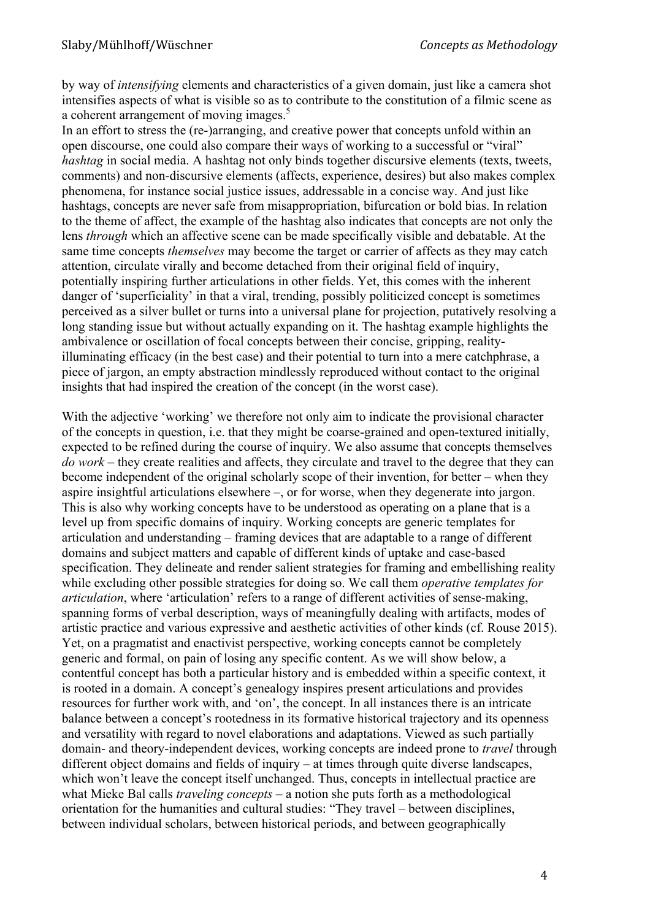by way of *intensifying* elements and characteristics of a given domain, just like a camera shot intensifies aspects of what is visible so as to contribute to the constitution of a filmic scene as a coherent arrangement of moving images.[5]

In an effort to stress the (re-)arranging, and creative power that concepts unfold within an open discourse, one could also compare their ways of working to a successful or "viral" *hashtag* in social media. A hashtag not only binds together discursive elements (texts, tweets, comments) and non-discursive elements (affects, experience, desires) but also makes complex phenomena, for instance social justice issues, addressable in a concise way. And just like hashtags, concepts are never safe from misappropriation, bifurcation or bold bias. In relation to the theme of affect, the example of the hashtag also indicates that concepts are not only the lens *through* which an affective scene can be made specifically visible and debatable. At the same time concepts *themselves* may become the target or carrier of affects as they may catch attention, circulate virally and become detached from their original field of inquiry, potentially inspiring further articulations in other fields. Yet, this comes with the inherent danger of 'superficiality' in that a viral, trending, possibly politicized concept is sometimes perceived as a silver bullet or turns into a universal plane for projection, putatively resolving a long standing issue but without actually expanding on it. The hashtag example highlights the ambivalence or oscillation of focal concepts between their concise, gripping, reality-illuminating efficacy (in the best case) and their potential to turn into a mere catchphrase, a piece of jargon, an empty abstraction mindlessly reproduced without contact to the original insights that had inspired the creation of the concept (in the worst case).

With the adjective 'working' we therefore not only aim to indicate the provisional character of the concepts in question, i.e. that they might be coarse-grained and open-textured initially, expected to be refined during the course of inquiry. We also assume that concepts themselves *do work* – they create realities and affects, they circulate and travel to the degree that they can become independent of the original scholarly scope of their invention, for better – when they aspire insightful articulations elsewhere –, or for worse, when they degenerate into jargon. This is also why working concepts have to be understood as operating on a plane that is a level up from specific domains of inquiry. Working concepts are generic templates for articulation and understanding – framing devices that are adaptable to a range of different domains and subject matters and capable of different kinds of uptake and case-based specification. They delineate and render salient strategies for framing and embellishing reality while excluding other possible strategies for doing so. We call them *operative templates for articulation*, where 'articulation' refers to a range of different activities of sense-making, spanning forms of verbal description, ways of meaningfully dealing with artifacts, modes of artistic practice and various expressive and aesthetic activities of other kinds (cf. Rouse 2015). Yet, on a pragmatist and enactivist perspective, working concepts cannot be completely generic and formal, on pain of losing any specific content. As we will show below, a contentful concept has both a particular history and is embedded within a specific context, it is rooted in a domain. A concept's genealogy inspires present articulations and provides resources for further work with, and 'on', the concept. In all instances there is an intricate balance between a concept's rootedness in its formative historical trajectory and its openness and versatility with regard to novel elaborations and adaptations. Viewed as such partially domain- and theory-independent devices, working concepts are indeed prone to *travel* through different object domains and fields of inquiry – at times through quite diverse landscapes, which won't leave the concept itself unchanged. Thus, concepts in intellectual practice are what Mieke Bal calls *traveling concepts* – a notion she puts forth as a methodological orientation for the humanities and cultural studies: "They travel – between disciplines, between individual scholars, between historical periods, and between geographically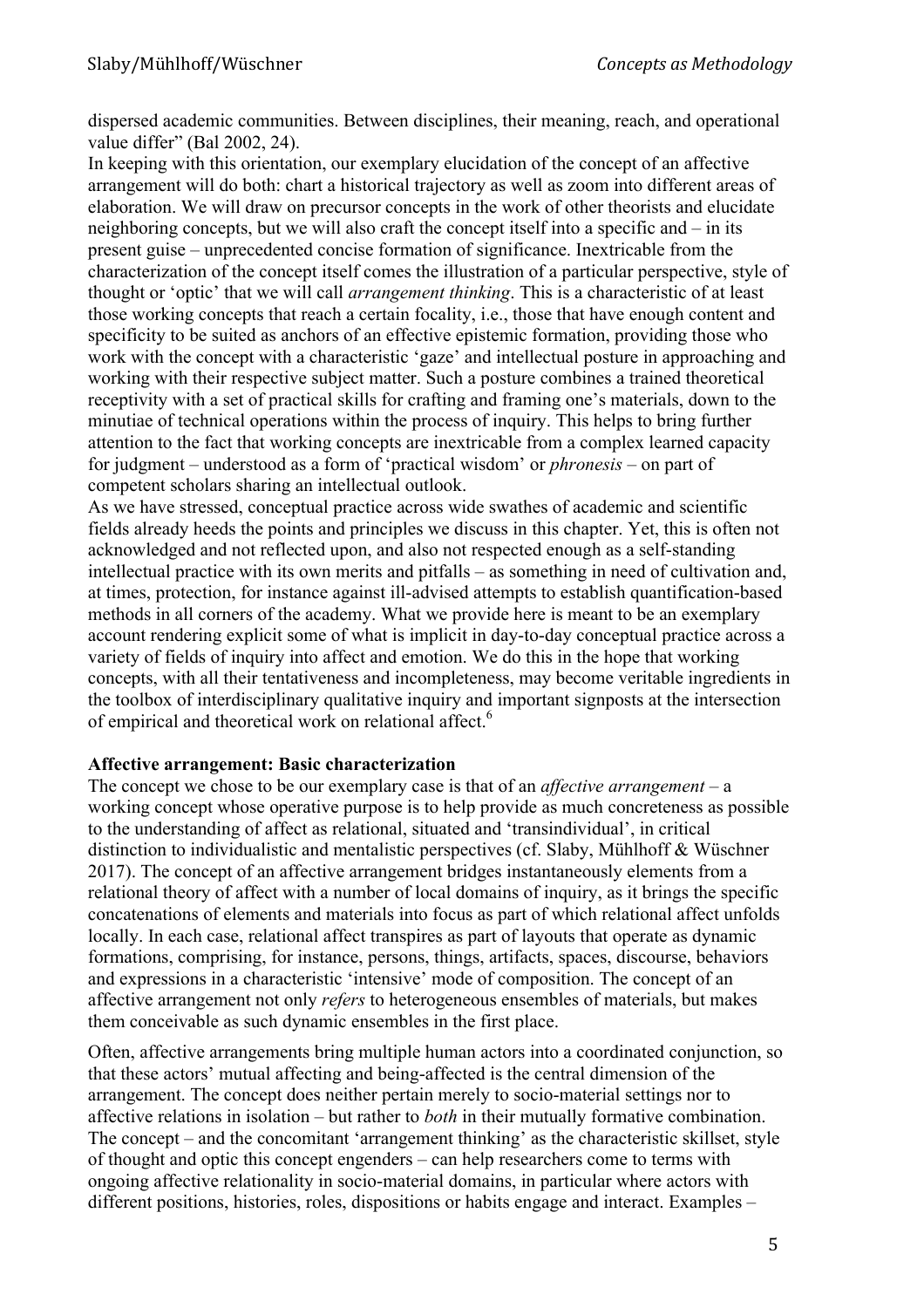dispersed academic communities. Between disciplines, their meaning, reach, and operational value differ" (Bal 2002, 24).

In keeping with this orientation, our exemplary elucidation of the concept of an affective arrangement will do both: chart a historical trajectory as well as zoom into different areas of elaboration. We will draw on precursor concepts in the work of other theorists and elucidate neighboring concepts, but we will also craft the concept itself into a specific and – in its present guise – unprecedented concise formation of significance. Inextricable from the characterization of the concept itself comes the illustration of a particular perspective, style of thought or 'optic' that we will call *arrangement thinking*. This is a characteristic of at least those working concepts that reach a certain focality, i.e., those that have enough content and specificity to be suited as anchors of an effective epistemic formation, providing those who work with the concept with a characteristic 'gaze' and intellectual posture in approaching and working with their respective subject matter. Such a posture combines a trained theoretical receptivity with a set of practical skills for crafting and framing one's materials, down to the minutiae of technical operations within the process of inquiry. This helps to bring further attention to the fact that working concepts are inextricable from a complex learned capacity for judgment – understood as a form of 'practical wisdom' or *phronesis* – on part of competent scholars sharing an intellectual outlook.

As we have stressed, conceptual practice across wide swathes of academic and scientific fields already heeds the points and principles we discuss in this chapter. Yet, this is often not acknowledged and not reflected upon, and also not respected enough as a self-standing intellectual practice with its own merits and pitfalls – as something in need of cultivation and, at times, protection, for instance against ill-advised attempts to establish quantification-based methods in all corners of the academy. What we provide here is meant to be an exemplary account rendering explicit some of what is implicit in day-to-day conceptual practice across a variety of fields of inquiry into affect and emotion. We do this in the hope that working concepts, with all their tentativeness and incompleteness, may become veritable ingredients in the toolbox of interdisciplinary qualitative inquiry and important signposts at the intersection of empirical and theoretical work on relational affect.[6]

**Affective arrangement: Basic characterization**

The concept we chose to be our exemplary case is that of an *affective arrangement* – a working concept whose operative purpose is to help provide as much concreteness as possible to the understanding of affect as relational, situated and 'transindividual', in critical distinction to individualistic and mentalistic perspectives (cf. Slaby, Mühlhoff & Wüschner 2017). The concept of an affective arrangement bridges instantaneously elements from a relational theory of affect with a number of local domains of inquiry, as it brings the specific concatenations of elements and materials into focus as part of which relational affect unfolds locally. In each case, relational affect transpires as part of layouts that operate as dynamic formations, comprising, for instance, persons, things, artifacts, spaces, discourse, behaviors and expressions in a characteristic 'intensive' mode of composition. The concept of an affective arrangement not only *refers* to heterogeneous ensembles of materials, but makes them conceivable as such dynamic ensembles in the first place.

Often, affective arrangements bring multiple human actors into a coordinated conjunction, so that these actors' mutual affecting and being-affected is the central dimension of the arrangement. The concept does neither pertain merely to socio-material settings nor to affective relations in isolation – but rather to *both* in their mutually formative combination. The concept – and the concomitant 'arrangement thinking' as the characteristic skillset, style of thought and optic this concept engenders – can help researchers come to terms with ongoing affective relationality in socio-material domains, in particular where actors with different positions, histories, roles, dispositions or habits engage and interact. Examples –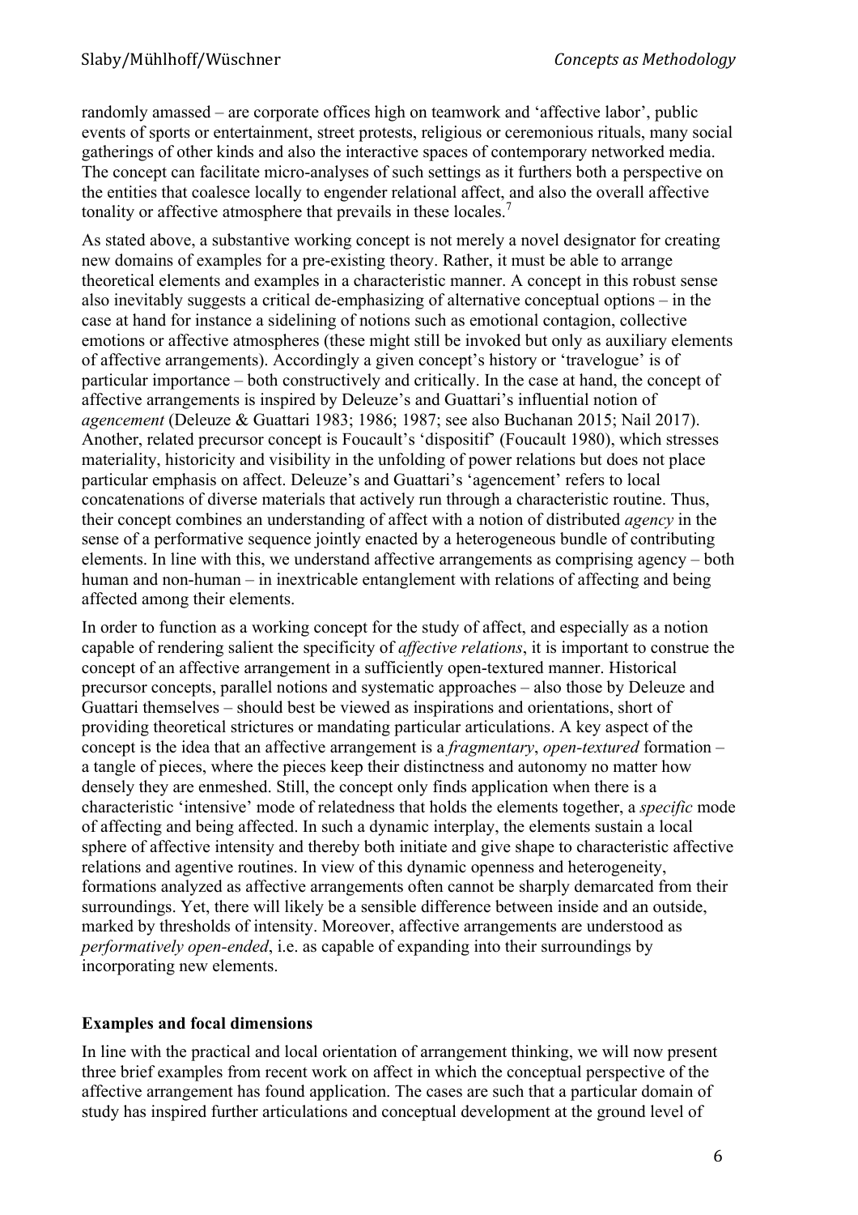randomly amassed – are corporate offices high on teamwork and 'affective labor', public events of sports or entertainment, street protests, religious or ceremonious rituals, many social gatherings of other kinds and also the interactive spaces of contemporary networked media. The concept can facilitate micro-analyses of such settings as it furthers both a perspective on the entities that coalesce locally to engender relational affect, and also the overall affective tonality or affective atmosphere that prevails in these locales.[7]

As stated above, a substantive working concept is not merely a novel designator for creating new domains of examples for a pre-existing theory. Rather, it must be able to arrange theoretical elements and examples in a characteristic manner. A concept in this robust sense also inevitably suggests a critical de-emphasizing of alternative conceptual options – in the case at hand for instance a sidelining of notions such as emotional contagion, collective emotions or affective atmospheres (these might still be invoked but only as auxiliary elements of affective arrangements). Accordingly a given concept's history or 'travelogue' is of particular importance – both constructively and critically. In the case at hand, the concept of affective arrangements is inspired by Deleuze's and Guattari's influential notion of *agencement* (Deleuze & Guattari 1983; 1986; 1987; see also Buchanan 2015; Nail 2017). Another, related precursor concept is Foucault's 'dispositif' (Foucault 1980), which stresses materiality, historicity and visibility in the unfolding of power relations but does not place particular emphasis on affect. Deleuze's and Guattari's 'agencement' refers to local concatenations of diverse materials that actively run through a characteristic routine. Thus, their concept combines an understanding of affect with a notion of distributed *agency* in the sense of a performative sequence jointly enacted by a heterogeneous bundle of contributing elements. In line with this, we understand affective arrangements as comprising agency – both human and non-human – in inextricable entanglement with relations of affecting and being affected among their elements.

In order to function as a working concept for the study of affect, and especially as a notion capable of rendering salient the specificity of *affective relations*, it is important to construe the concept of an affective arrangement in a sufficiently open-textured manner. Historical precursor concepts, parallel notions and systematic approaches – also those by Deleuze and Guattari themselves – should best be viewed as inspirations and orientations, short of providing theoretical strictures or mandating particular articulations. A key aspect of the concept is the idea that an affective arrangement is a *fragmentary*, *open-textured* formation – a tangle of pieces, where the pieces keep their distinctness and autonomy no matter how densely they are enmeshed. Still, the concept only finds application when there is a characteristic 'intensive' mode of relatedness that holds the elements together, a *specific* mode of affecting and being affected. In such a dynamic interplay, the elements sustain a local sphere of affective intensity and thereby both initiate and give shape to characteristic affective relations and agentive routines. In view of this dynamic openness and heterogeneity, formations analyzed as affective arrangements often cannot be sharply demarcated from their surroundings. Yet, there will likely be a sensible difference between inside and an outside, marked by thresholds of intensity. Moreover, affective arrangements are understood as *performatively open-ended*, i.e. as capable of expanding into their surroundings by incorporating new elements.

## Examples and focal dimensions

In line with the practical and local orientation of arrangement thinking, we will now present three brief examples from recent work on affect in which the conceptual perspective of the affective arrangement has found application. The cases are such that a particular domain of study has inspired further articulations and conceptual development at the ground level of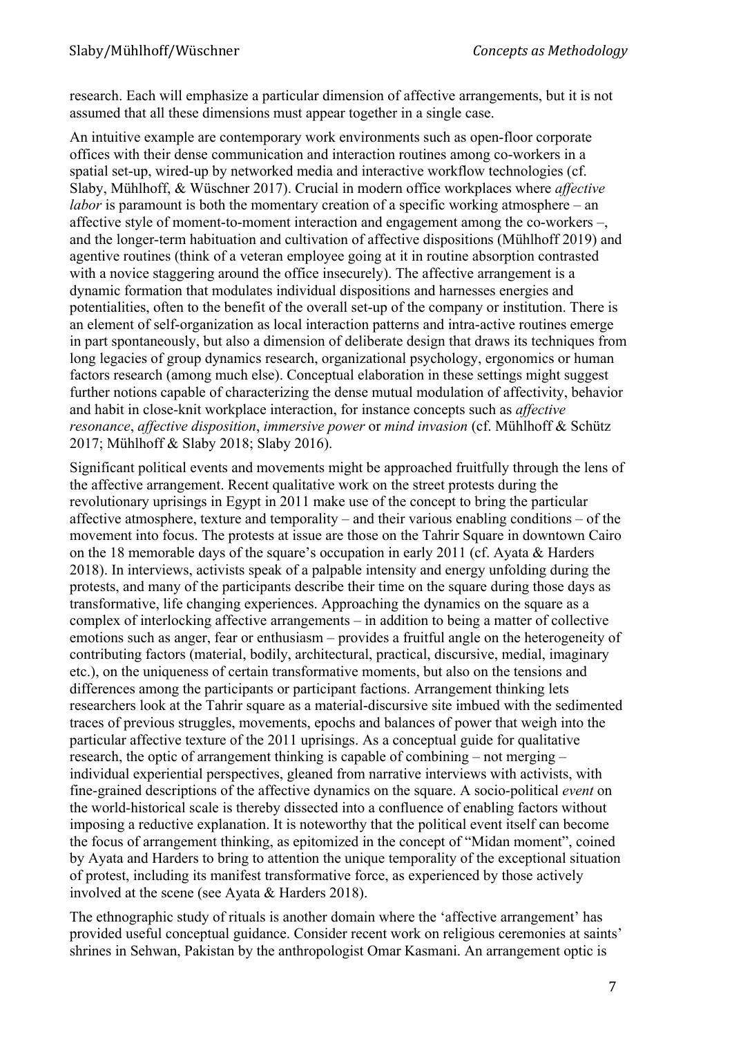research. Each will emphasize a particular dimension of affective arrangements, but it is not assumed that all these dimensions must appear together in a single case.

An intuitive example are contemporary work environments such as open-floor corporate offices with their dense communication and interaction routines among co-workers in a spatial set-up, wired-up by networked media and interactive workflow technologies (cf. Slaby, Mühlhoff, & Wüschner 2017). Crucial in modern office workplaces where *affective labor* is paramount is both the momentary creation of a specific working atmosphere – an affective style of moment-to-moment interaction and engagement among the co-workers –, and the longer-term habituation and cultivation of affective dispositions (Mühlhoff 2019) and agentive routines (think of a veteran employee going at it in routine absorption contrasted with a novice staggering around the office insecurely). The affective arrangement is a dynamic formation that modulates individual dispositions and harnesses energies and potentialities, often to the benefit of the overall set-up of the company or institution. There is an element of self-organization as local interaction patterns and intra-active routines emerge in part spontaneously, but also a dimension of deliberate design that draws its techniques from long legacies of group dynamics research, organizational psychology, ergonomics or human factors research (among much else). Conceptual elaboration in these settings might suggest further notions capable of characterizing the dense mutual modulation of affectivity, behavior and habit in close-knit workplace interaction, for instance concepts such as *affective resonance*, *affective disposition*, *immersive power* or *mind invasion* (cf. Mühlhoff & Schütz 2017; Mühlhoff & Slaby 2018; Slaby 2016).

Significant political events and movements might be approached fruitfully through the lens of the affective arrangement. Recent qualitative work on the street protests during the revolutionary uprisings in Egypt in 2011 make use of the concept to bring the particular affective atmosphere, texture and temporality – and their various enabling conditions – of the movement into focus. The protests at issue are those on the Tahrir Square in downtown Cairo on the 18 memorable days of the square's occupation in early 2011 (cf. Ayata & Harders 2018). In interviews, activists speak of a palpable intensity and energy unfolding during the protests, and many of the participants describe their time on the square during those days as transformative, life changing experiences. Approaching the dynamics on the square as a complex of interlocking affective arrangements – in addition to being a matter of collective emotions such as anger, fear or enthusiasm – provides a fruitful angle on the heterogeneity of contributing factors (material, bodily, architectural, practical, discursive, medial, imaginary etc.), on the uniqueness of certain transformative moments, but also on the tensions and differences among the participants or participant factions. Arrangement thinking lets researchers look at the Tahrir square as a material-discursive site imbued with the sedimented traces of previous struggles, movements, epochs and balances of power that weigh into the particular affective texture of the 2011 uprisings. As a conceptual guide for qualitative research, the optic of arrangement thinking is capable of combining – not merging – individual experiential perspectives, gleaned from narrative interviews with activists, with fine-grained descriptions of the affective dynamics on the square. A socio-political *event* on the world-historical scale is thereby dissected into a confluence of enabling factors without imposing a reductive explanation. It is noteworthy that the political event itself can become the focus of arrangement thinking, as epitomized in the concept of "Midan moment", coined by Ayata and Harders to bring to attention the unique temporality of the exceptional situation of protest, including its manifest transformative force, as experienced by those actively involved at the scene (see Ayata & Harders 2018).

The ethnographic study of rituals is another domain where the 'affective arrangement' has provided useful conceptual guidance. Consider recent work on religious ceremonies at saints' shrines in Sehwan, Pakistan by the anthropologist Omar Kasmani. An arrangement optic is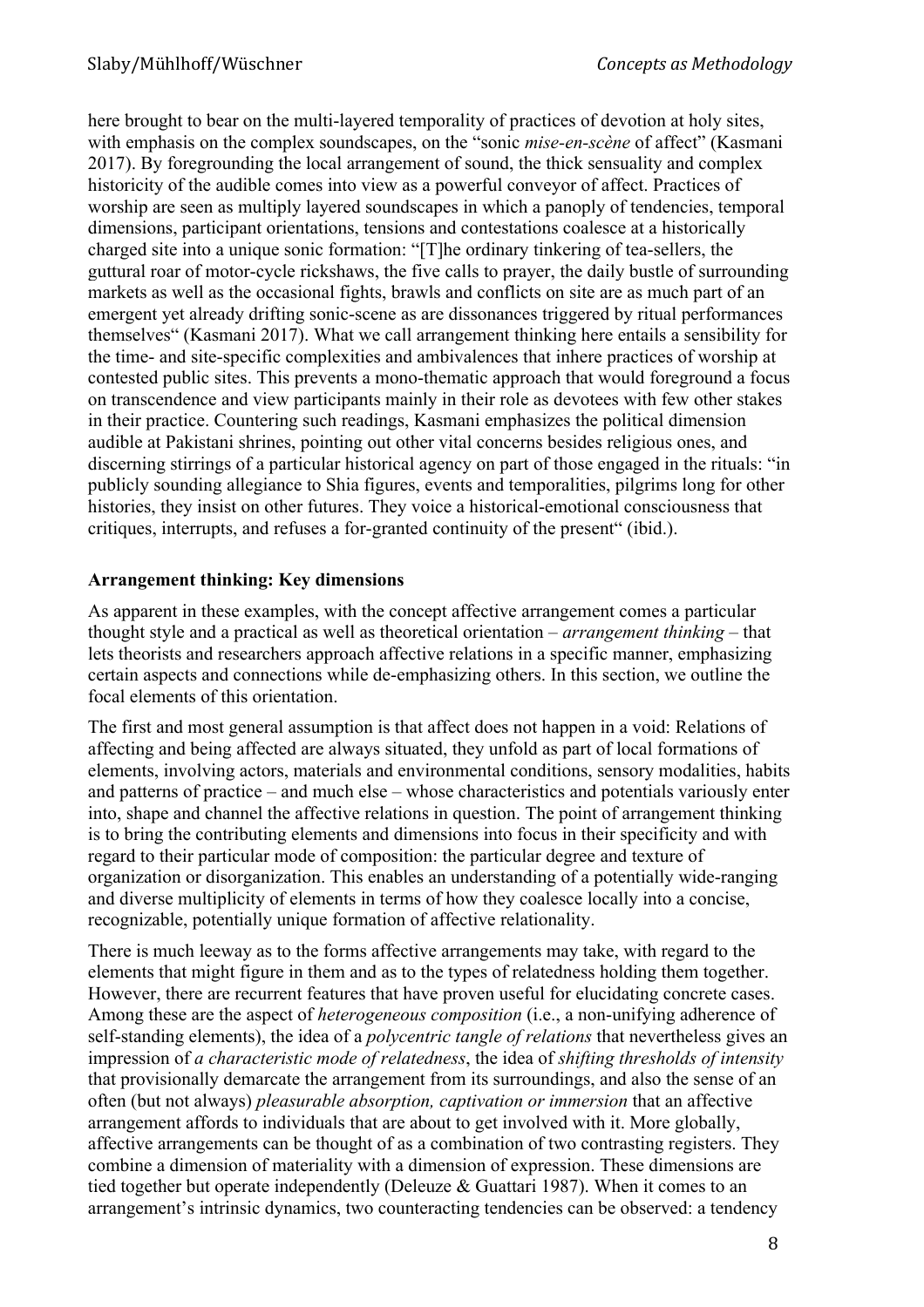here brought to bear on the multi-layered temporality of practices of devotion at holy sites, with emphasis on the complex soundscapes, on the "sonic *mise-en-scène* of affect" (Kasmani 2017). By foregrounding the local arrangement of sound, the thick sensuality and complex historicity of the audible comes into view as a powerful conveyor of affect. Practices of worship are seen as multiply layered soundscapes in which a panoply of tendencies, temporal dimensions, participant orientations, tensions and contestations coalesce at a historically charged site into a unique sonic formation: "[T]he ordinary tinkering of tea-sellers, the guttural roar of motor-cycle rickshaws, the five calls to prayer, the daily bustle of surrounding markets as well as the occasional fights, brawls and conflicts on site are as much part of an emergent yet already drifting sonic-scene as are dissonances triggered by ritual performances themselves" (Kasmani 2017). What we call arrangement thinking here entails a sensibility for the time- and site-specific complexities and ambivalences that inhere practices of worship at contested public sites. This prevents a mono-thematic approach that would foreground a focus on transcendence and view participants mainly in their role as devotees with few other stakes in their practice. Countering such readings, Kasmani emphasizes the political dimension audible at Pakistani shrines, pointing out other vital concerns besides religious ones, and discerning stirrings of a particular historical agency on part of those engaged in the rituals: "in publicly sounding allegiance to Shia figures, events and temporalities, pilgrims long for other histories, they insist on other futures. They voice a historical-emotional consciousness that critiques, interrupts, and refuses a for-granted continuity of the present" (ibid.).

**Arrangement thinking: Key dimensions**

As apparent in these examples, with the concept affective arrangement comes a particular thought style and a practical as well as theoretical orientation – *arrangement thinking* – that lets theorists and researchers approach affective relations in a specific manner, emphasizing certain aspects and connections while de-emphasizing others. In this section, we outline the focal elements of this orientation.

The first and most general assumption is that affect does not happen in a void: Relations of affecting and being affected are always situated, they unfold as part of local formations of elements, involving actors, materials and environmental conditions, sensory modalities, habits and patterns of practice – and much else – whose characteristics and potentials variously enter into, shape and channel the affective relations in question. The point of arrangement thinking is to bring the contributing elements and dimensions into focus in their specificity and with regard to their particular mode of composition: the particular degree and texture of organization or disorganization. This enables an understanding of a potentially wide-ranging and diverse multiplicity of elements in terms of how they coalesce locally into a concise, recognizable, potentially unique formation of affective relationality.

There is much leeway as to the forms affective arrangements may take, with regard to the elements that might figure in them and as to the types of relatedness holding them together. However, there are recurrent features that have proven useful for elucidating concrete cases. Among these are the aspect of *heterogeneous composition* (i.e., a non-unifying adherence of self-standing elements), the idea of a *polycentric tangle of relations* that nevertheless gives an impression of *a characteristic mode of relatedness*, the idea of *shifting thresholds of intensity* that provisionally demarcate the arrangement from its surroundings, and also the sense of an often (but not always) *pleasurable absorption, captivation or immersion* that an affective arrangement affords to individuals that are about to get involved with it. More globally, affective arrangements can be thought of as a combination of two contrasting registers. They combine a dimension of materiality with a dimension of expression. These dimensions are tied together but operate independently (Deleuze & Guattari 1987). When it comes to an arrangement's intrinsic dynamics, two counteracting tendencies can be observed: a tendency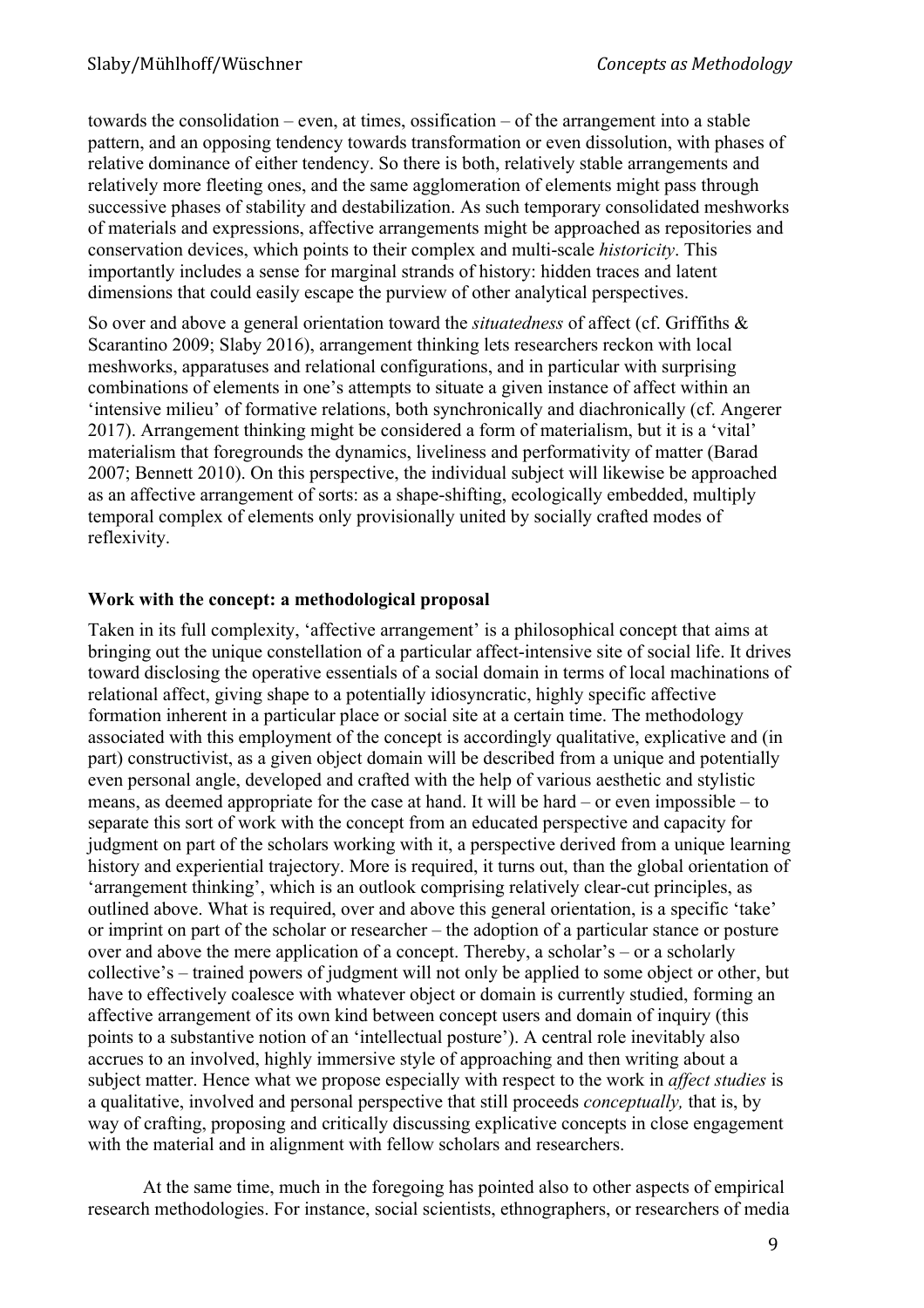towards the consolidation – even, at times, ossification – of the arrangement into a stable pattern, and an opposing tendency towards transformation or even dissolution, with phases of relative dominance of either tendency. So there is both, relatively stable arrangements and relatively more fleeting ones, and the same agglomeration of elements might pass through successive phases of stability and destabilization. As such temporary consolidated meshworks of materials and expressions, affective arrangements might be approached as repositories and conservation devices, which points to their complex and multi-scale *historicity*. This importantly includes a sense for marginal strands of history: hidden traces and latent dimensions that could easily escape the purview of other analytical perspectives.

So over and above a general orientation toward the *situatedness* of affect (cf. Griffiths & Scarantino 2009; Slaby 2016), arrangement thinking lets researchers reckon with local meshworks, apparatuses and relational configurations, and in particular with surprising combinations of elements in one's attempts to situate a given instance of affect within an 'intensive milieu' of formative relations, both synchronically and diachronically (cf. Angerer 2017). Arrangement thinking might be considered a form of materialism, but it is a 'vital' materialism that foregrounds the dynamics, liveliness and performativity of matter (Barad 2007; Bennett 2010). On this perspective, the individual subject will likewise be approached as an affective arrangement of sorts: as a shape-shifting, ecologically embedded, multiply temporal complex of elements only provisionally united by socially crafted modes of reflexivity.

**Work with the concept: a methodological proposal**

Taken in its full complexity, 'affective arrangement' is a philosophical concept that aims at bringing out the unique constellation of a particular affect-intensive site of social life. It drives toward disclosing the operative essentials of a social domain in terms of local machinations of relational affect, giving shape to a potentially idiosyncratic, highly specific affective formation inherent in a particular place or social site at a certain time. The methodology associated with this employment of the concept is accordingly qualitative, explicative and (in part) constructivist, as a given object domain will be described from a unique and potentially even personal angle, developed and crafted with the help of various aesthetic and stylistic means, as deemed appropriate for the case at hand. It will be hard – or even impossible – to separate this sort of work with the concept from an educated perspective and capacity for judgment on part of the scholars working with it, a perspective derived from a unique learning history and experiential trajectory. More is required, it turns out, than the global orientation of 'arrangement thinking', which is an outlook comprising relatively clear-cut principles, as outlined above. What is required, over and above this general orientation, is a specific 'take' or imprint on part of the scholar or researcher – the adoption of a particular stance or posture over and above the mere application of a concept. Thereby, a scholar's – or a scholarly collective's – trained powers of judgment will not only be applied to some object or other, but have to effectively coalesce with whatever object or domain is currently studied, forming an affective arrangement of its own kind between concept users and domain of inquiry (this points to a substantive notion of an 'intellectual posture'). A central role inevitably also accrues to an involved, highly immersive style of approaching and then writing about a subject matter. Hence what we propose especially with respect to the work in *affect studies* is a qualitative, involved and personal perspective that still proceeds *conceptually,* that is, by way of crafting, proposing and critically discussing explicative concepts in close engagement with the material and in alignment with fellow scholars and researchers.

At the same time, much in the foregoing has pointed also to other aspects of empirical research methodologies. For instance, social scientists, ethnographers, or researchers of media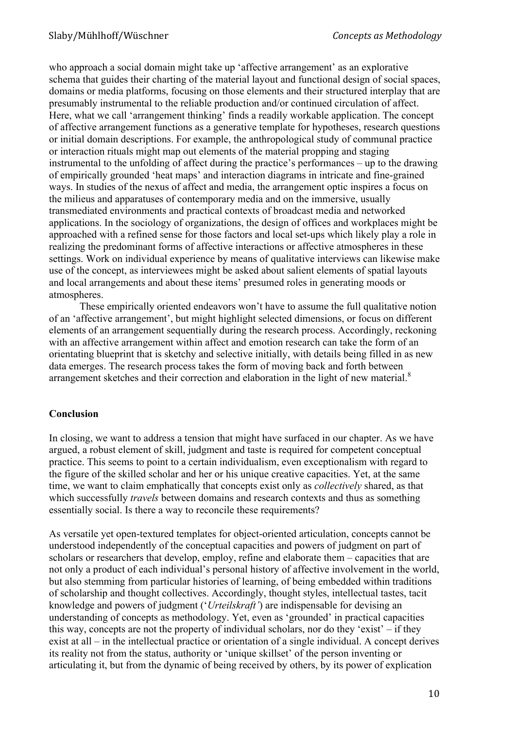who approach a social domain might take up 'affective arrangement' as an explorative schema that guides their charting of the material layout and functional design of social spaces, domains or media platforms, focusing on those elements and their structured interplay that are presumably instrumental to the reliable production and/or continued circulation of affect. Here, what we call 'arrangement thinking' finds a readily workable application. The concept of affective arrangement functions as a generative template for hypotheses, research questions or initial domain descriptions. For example, the anthropological study of communal practice or interaction rituals might map out elements of the material propping and staging instrumental to the unfolding of affect during the practice's performances – up to the drawing of empirically grounded 'heat maps' and interaction diagrams in intricate and fine-grained ways. In studies of the nexus of affect and media, the arrangement optic inspires a focus on the milieus and apparatuses of contemporary media and on the immersive, usually transmediated environments and practical contexts of broadcast media and networked applications. In the sociology of organizations, the design of offices and workplaces might be approached with a refined sense for those factors and local set-ups which likely play a role in realizing the predominant forms of affective interactions or affective atmospheres in these settings. Work on individual experience by means of qualitative interviews can likewise make use of the concept, as interviewees might be asked about salient elements of spatial layouts and local arrangements and about these items' presumed roles in generating moods or atmospheres.

These empirically oriented endeavors won't have to assume the full qualitative notion of an 'affective arrangement', but might highlight selected dimensions, or focus on different elements of an arrangement sequentially during the research process. Accordingly, reckoning with an affective arrangement within affect and emotion research can take the form of an orientating blueprint that is sketchy and selective initially, with details being filled in as new data emerges. The research process takes the form of moving back and forth between arrangement sketches and their correction and elaboration in the light of new material.[8]

## Conclusion

In closing, we want to address a tension that might have surfaced in our chapter. As we have argued, a robust element of skill, judgment and taste is required for competent conceptual practice. This seems to point to a certain individualism, even exceptionalism with regard to the figure of the skilled scholar and her or his unique creative capacities. Yet, at the same time, we want to claim emphatically that concepts exist only as *collectively* shared, as that which successfully *travels* between domains and research contexts and thus as something essentially social. Is there a way to reconcile these requirements?

As versatile yet open-textured templates for object-oriented articulation, concepts cannot be understood independently of the conceptual capacities and powers of judgment on part of scholars or researchers that develop, employ, refine and elaborate them – capacities that are not only a product of each individual's personal history of affective involvement in the world, but also stemming from particular histories of learning, of being embedded within traditions of scholarship and thought collectives. Accordingly, thought styles, intellectual tastes, tacit knowledge and powers of judgment ('*Urteilskraft'*) are indispensable for devising an understanding of concepts as methodology. Yet, even as 'grounded' in practical capacities this way, concepts are not the property of individual scholars, nor do they 'exist' – if they exist at all – in the intellectual practice or orientation of a single individual. A concept derives its reality not from the status, authority or 'unique skillset' of the person inventing or articulating it, but from the dynamic of being received by others, by its power of explication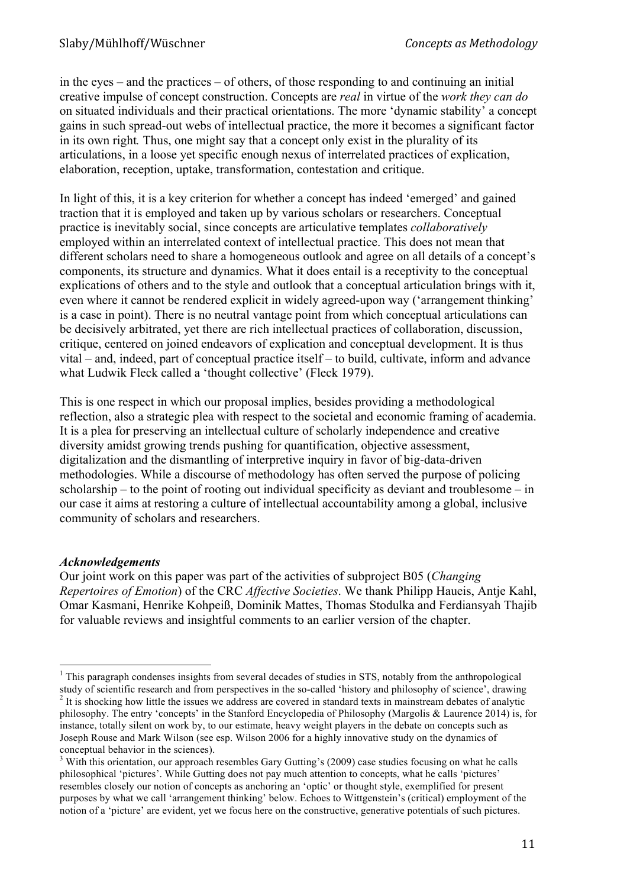in the eyes – and the practices – of others, of those responding to and continuing an initial creative impulse of concept construction. Concepts are *real* in virtue of the *work they can do* on situated individuals and their practical orientations. The more 'dynamic stability' a concept gains in such spread-out webs of intellectual practice, the more it becomes a significant factor in its own right*.* Thus, one might say that a concept only exist in the plurality of its articulations, in a loose yet specific enough nexus of interrelated practices of explication, elaboration, reception, uptake, transformation, contestation and critique.

In light of this, it is a key criterion for whether a concept has indeed 'emerged' and gained traction that it is employed and taken up by various scholars or researchers. Conceptual practice is inevitably social, since concepts are articulative templates *collaboratively* employed within an interrelated context of intellectual practice. This does not mean that different scholars need to share a homogeneous outlook and agree on all details of a concept's components, its structure and dynamics. What it does entail is a receptivity to the conceptual explications of others and to the style and outlook that a conceptual articulation brings with it, even where it cannot be rendered explicit in widely agreed-upon way ('arrangement thinking' is a case in point). There is no neutral vantage point from which conceptual articulations can be decisively arbitrated, yet there are rich intellectual practices of collaboration, discussion, critique, centered on joined endeavors of explication and conceptual development. It is thus vital – and, indeed, part of conceptual practice itself – to build, cultivate, inform and advance what Ludwik Fleck called a 'thought collective' (Fleck 1979).

This is one respect in which our proposal implies, besides providing a methodological reflection, also a strategic plea with respect to the societal and economic framing of academia. It is a plea for preserving an intellectual culture of scholarly independence and creative diversity amidst growing trends pushing for quantification, objective assessment, digitalization and the dismantling of interpretive inquiry in favor of big-data-driven methodologies. While a discourse of methodology has often served the purpose of policing scholarship – to the point of rooting out individual specificity as deviant and troublesome – in our case it aims at restoring a culture of intellectual accountability among a global, inclusive community of scholars and researchers.

### *Acknowledgements*

Our joint work on this paper was part of the activities of subproject B05 (*Changing Repertoires of Emotion*) of the CRC *Affective Societies*. We thank Philipp Haueis, Antje Kahl, Omar Kasmani, Henrike Kohpeiß, Dominik Mattes, Thomas Stodulka and Ferdiansyah Thajib for valuable reviews and insightful comments to an earlier version of the chapter.

---

[1] This paragraph condenses insights from several decades of studies in STS, notably from the anthropological study of scientific research and from perspectives in the so-called 'history and philosophy of science', drawing

[2] It is shocking how little the issues we address are covered in standard texts in mainstream debates of analytic philosophy. The entry 'concepts' in the Stanford Encyclopedia of Philosophy (Margolis & Laurence 2014) is, for instance, totally silent on work by, to our estimate, heavy weight players in the debate on concepts such as Joseph Rouse and Mark Wilson (see esp. Wilson 2006 for a highly innovative study on the dynamics of conceptual behavior in the sciences).

[3] With this orientation, our approach resembles Gary Gutting's (2009) case studies focusing on what he calls philosophical 'pictures'. While Gutting does not pay much attention to concepts, what he calls 'pictures' resembles closely our notion of concepts as anchoring an 'optic' or thought style, exemplified for present purposes by what we call 'arrangement thinking' below. Echoes to Wittgenstein's (critical) employment of the notion of a 'picture' are evident, yet we focus here on the constructive, generative potentials of such pictures.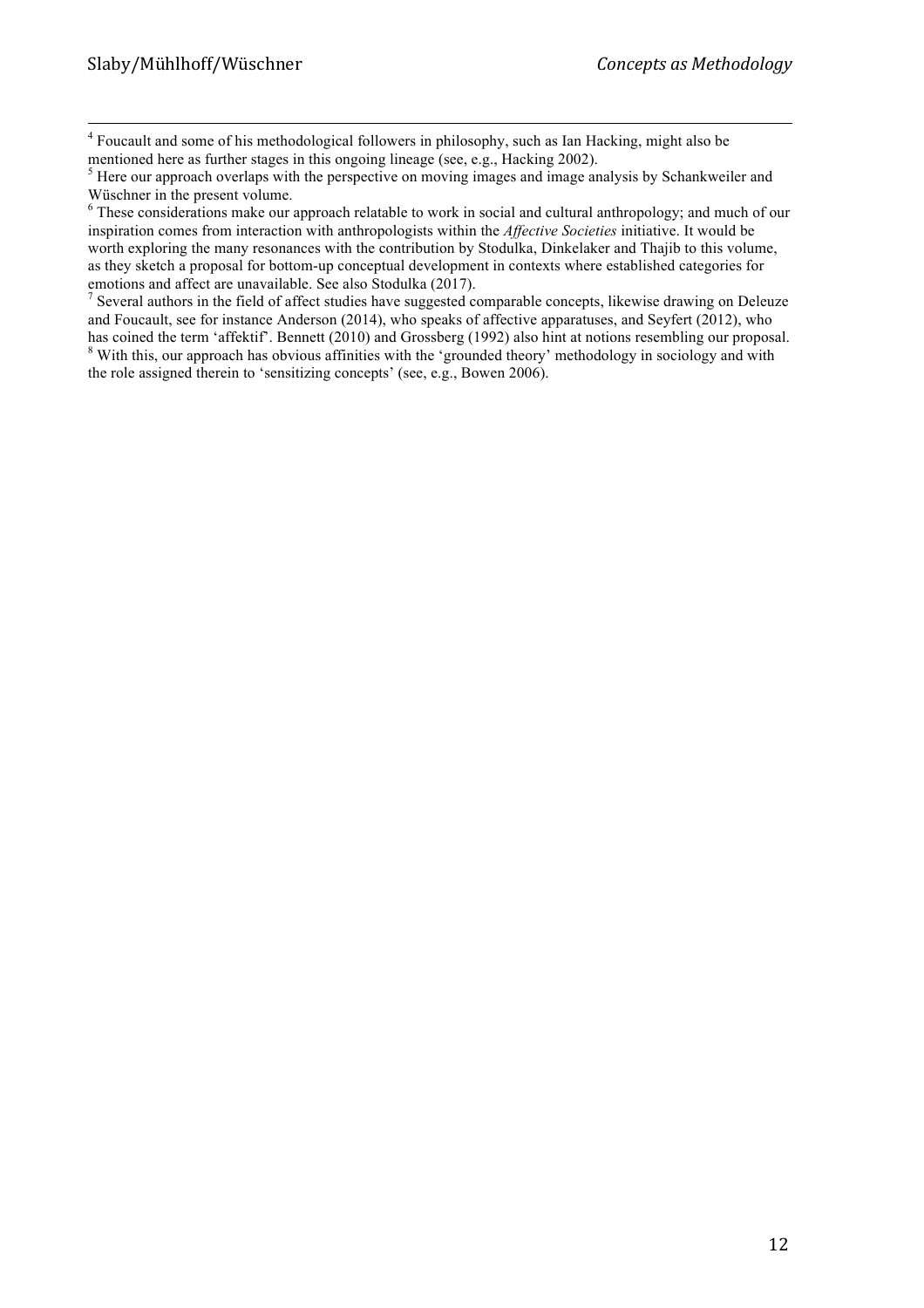[4] Foucault and some of his methodological followers in philosophy, such as Ian Hacking, might also be mentioned here as further stages in this ongoing lineage (see, e.g., Hacking 2002).

[5] Here our approach overlaps with the perspective on moving images and image analysis by Schankweiler and Wüschner in the present volume.

[6] These considerations make our approach relatable to work in social and cultural anthropology; and much of our inspiration comes from interaction with anthropologists within the *Affective Societies* initiative. It would be worth exploring the many resonances with the contribution by Stodulka, Dinkelaker and Thajib to this volume, as they sketch a proposal for bottom-up conceptual development in contexts where established categories for emotions and affect are unavailable. See also Stodulka (2017).

[7] Several authors in the field of affect studies have suggested comparable concepts, likewise drawing on Deleuze and Foucault, see for instance Anderson (2014), who speaks of affective apparatuses, and Seyfert (2012), who has coined the term 'affektif'. Bennett (2010) and Grossberg (1992) also hint at notions resembling our proposal.

[8] With this, our approach has obvious affinities with the 'grounded theory' methodology in sociology and with the role assigned therein to 'sensitizing concepts' (see, e.g., Bowen 2006).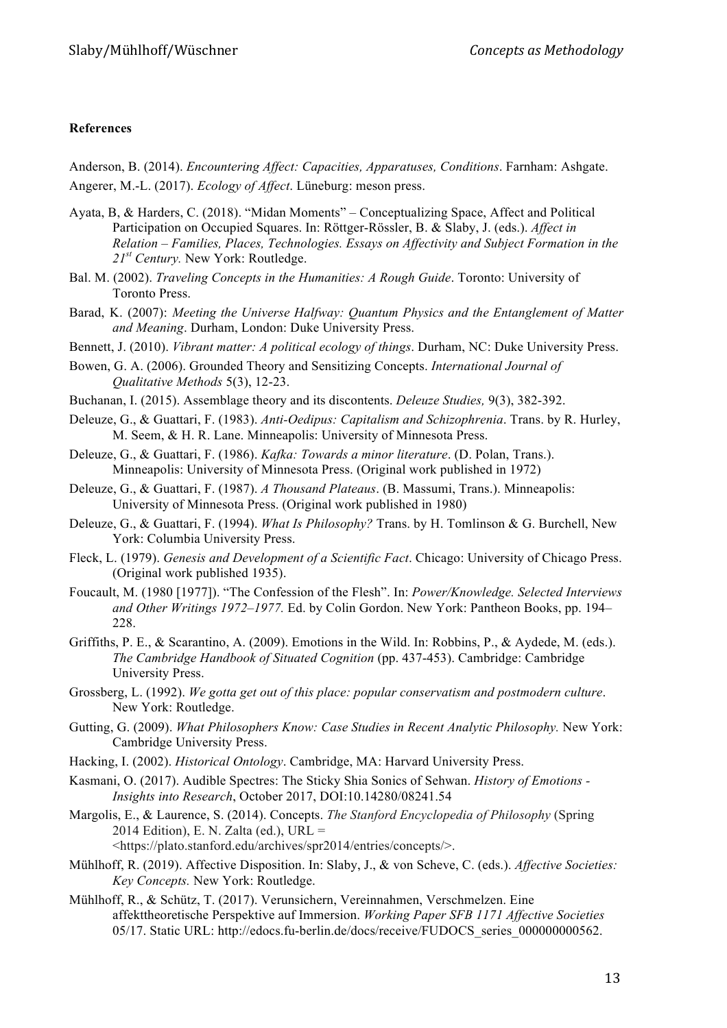**References**

Anderson, B. (2014). *Encountering Affect: Capacities, Apparatuses, Conditions*. Farnham: Ashgate.

Angerer, M.-L. (2017). *Ecology of Affect*. Lüneburg: meson press.

Ayata, B, & Harders, C. (2018). "Midan Moments" – Conceptualizing Space, Affect and Political Participation on Occupied Squares. In: Röttger-Rössler, B. & Slaby, J. (eds.). *Affect in Relation – Families, Places, Technologies. Essays on Affectivity and Subject Formation in the 21st Century.* New York: Routledge.

Bal. M. (2002). *Traveling Concepts in the Humanities: A Rough Guide*. Toronto: University of Toronto Press.

Barad, K. (2007): *Meeting the Universe Halfway: Quantum Physics and the Entanglement of Matter and Meaning*. Durham, London: Duke University Press.

Bennett, J. (2010). *Vibrant matter: A political ecology of things*. Durham, NC: Duke University Press.

Bowen, G. A. (2006). Grounded Theory and Sensitizing Concepts. *International Journal of Qualitative Methods* 5(3), 12-23.

Buchanan, I. (2015). Assemblage theory and its discontents. *Deleuze Studies,* 9(3), 382-392.

Deleuze, G., & Guattari, F. (1983). *Anti-Oedipus: Capitalism and Schizophrenia*. Trans. by R. Hurley, M. Seem, & H. R. Lane. Minneapolis: University of Minnesota Press.

Deleuze, G., & Guattari, F. (1986). *Kafka: Towards a minor literature*. (D. Polan, Trans.). Minneapolis: University of Minnesota Press. (Original work published in 1972)

Deleuze, G., & Guattari, F. (1987). *A Thousand Plateaus*. (B. Massumi, Trans.). Minneapolis: University of Minnesota Press. (Original work published in 1980)

Deleuze, G., & Guattari, F. (1994). *What Is Philosophy?* Trans. by H. Tomlinson & G. Burchell, New York: Columbia University Press.

Fleck, L. (1979). *Genesis and Development of a Scientific Fact*. Chicago: University of Chicago Press. (Original work published 1935).

Foucault, M. (1980 [1977]). "The Confession of the Flesh". In: *Power/Knowledge. Selected Interviews and Other Writings 1972–1977.* Ed. by Colin Gordon. New York: Pantheon Books, pp. 194–228.

Griffiths, P. E., & Scarantino, A. (2009). Emotions in the Wild. In: Robbins, P., & Aydede, M. (eds.). *The Cambridge Handbook of Situated Cognition* (pp. 437-453). Cambridge: Cambridge University Press.

Grossberg, L. (1992). *We gotta get out of this place: popular conservatism and postmodern culture*. New York: Routledge.

Gutting, G. (2009). *What Philosophers Know: Case Studies in Recent Analytic Philosophy.* New York: Cambridge University Press.

Hacking, I. (2002). *Historical Ontology*. Cambridge, MA: Harvard University Press.

Kasmani, O. (2017). Audible Spectres: The Sticky Shia Sonics of Sehwan. *History of Emotions - Insights into Research*, October 2017, DOI:10.14280/08241.54

Margolis, E., & Laurence, S. (2014). Concepts. *The Stanford Encyclopedia of Philosophy* (Spring 2014 Edition), E. N. Zalta (ed.), URL = <https://plato.stanford.edu/archives/spr2014/entries/concepts/>.

Mühlhoff, R. (2019). Affective Disposition. In: Slaby, J., & von Scheve, C. (eds.). *Affective Societies: Key Concepts.* New York: Routledge.

Mühlhoff, R., & Schütz, T. (2017). Verunsichern, Vereinnahmen, Verschmelzen. Eine affekttheoretische Perspektive auf Immersion. *Working Paper SFB 1171 Affective Societies* 05/17. Static URL: http://edocs.fu-berlin.de/docs/receive/FUDOCS_series_000000000562.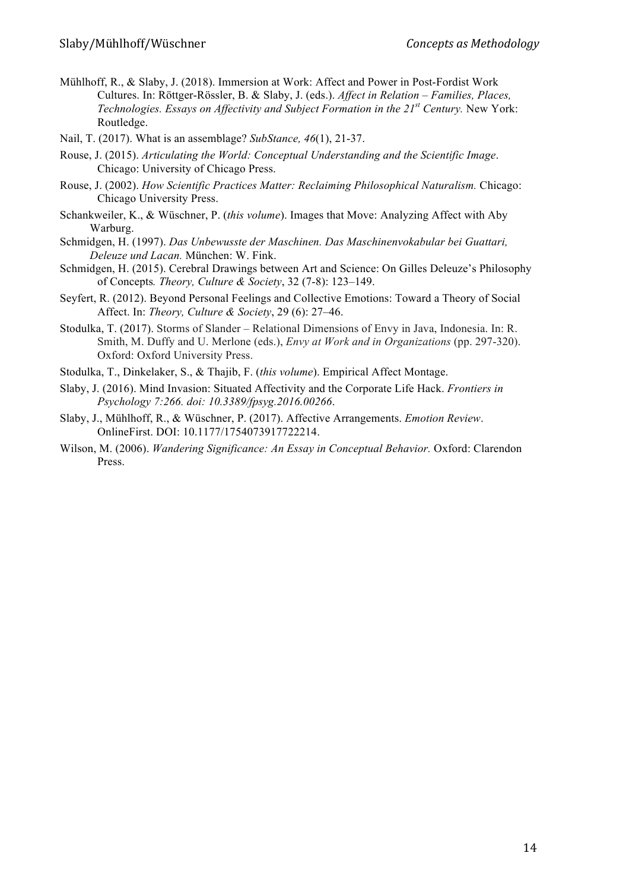Mühlhoff, R., & Slaby, J. (2018). Immersion at Work: Affect and Power in Post-Fordist Work Cultures. In: Röttger-Rössler, B. & Slaby, J. (eds.). *Affect in Relation – Families, Places, Technologies. Essays on Affectivity and Subject Formation in the 21st Century.* New York: Routledge.

Nail, T. (2017). What is an assemblage? *SubStance, 46*(1), 21-37.

Rouse, J. (2015). *Articulating the World: Conceptual Understanding and the Scientific Image*. Chicago: University of Chicago Press.

Rouse, J. (2002). *How Scientific Practices Matter: Reclaiming Philosophical Naturalism.* Chicago: Chicago University Press.

Schankweiler, K., & Wüschner, P. (*this volume*). Images that Move: Analyzing Affect with Aby Warburg.

Schmidgen, H. (1997). *Das Unbewusste der Maschinen. Das Maschinenvokabular bei Guattari, Deleuze und Lacan.* München: W. Fink.

Schmidgen, H. (2015). Cerebral Drawings between Art and Science: On Gilles Deleuze's Philosophy of Concepts*. Theory, Culture & Society*, 32 (7-8): 123–149.

Seyfert, R. (2012). Beyond Personal Feelings and Collective Emotions: Toward a Theory of Social Affect. In: *Theory, Culture & Society*, 29 (6): 27–46.

Stodulka, T. (2017). Storms of Slander – Relational Dimensions of Envy in Java, Indonesia. In: R. Smith, M. Duffy and U. Merlone (eds.), *Envy at Work and in Organizations* (pp. 297-320). Oxford: Oxford University Press.

Stodulka, T., Dinkelaker, S., & Thajib, F. (*this volume*). Empirical Affect Montage.

Slaby, J. (2016). Mind Invasion: Situated Affectivity and the Corporate Life Hack. *Frontiers in Psychology 7:266. doi: 10.3389/fpsyg.2016.00266*.

Slaby, J., Mühlhoff, R., & Wüschner, P. (2017). Affective Arrangements. *Emotion Review*. OnlineFirst. DOI: 10.1177/1754073917722214.

Wilson, M. (2006). *Wandering Significance: An Essay in Conceptual Behavior.* Oxford: Clarendon Press.